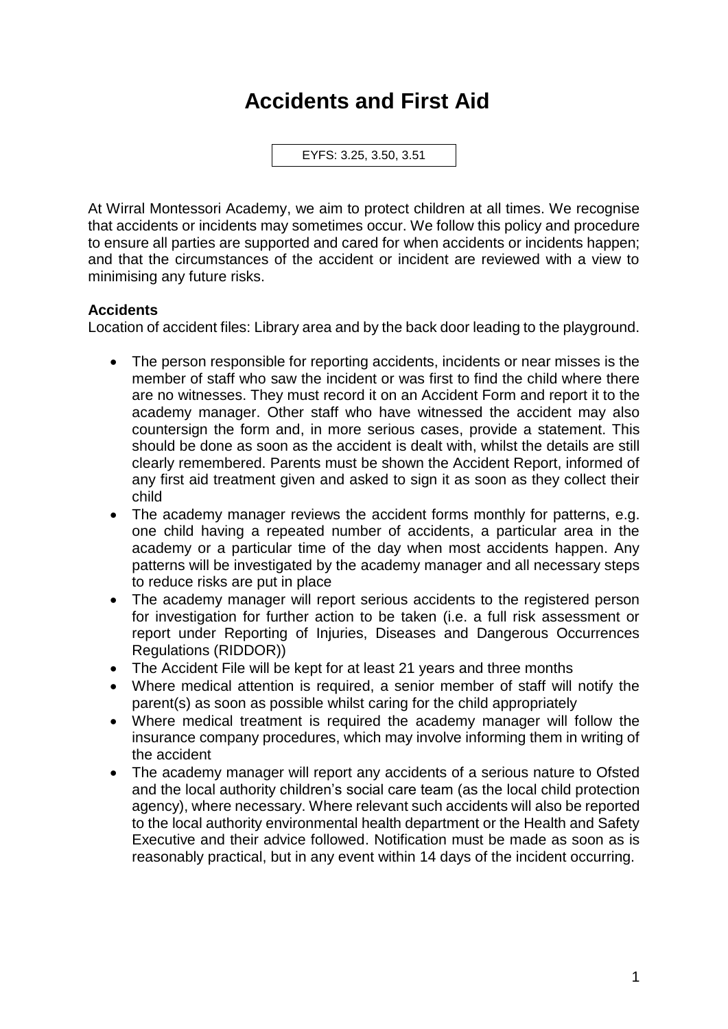# Accidents and First Aid

EYFS: 3.25, 3.50, 3.51

At Wirral Montessori Academy, we aim to protect children at all times. We recognise that accidents or incidents may sometimes occur. We follow this policy and procedure to ensure all parties are supported and cared for when accidents or incidents happen; and that the circumstances of the accident or incident are reviewed with a view to minimising any future risks.

**Accidents**

Location of accident files: Library area and by the back door leading to the playground.

- The person responsible for reporting accidents, incidents or near misses is the member of staff who saw the incident or was first to find the child where there are no witnesses. They must record it on an Accident Form and report it to the academy manager. Other staff who have witnessed the accident may also countersign the form and, in more serious cases, provide a statement. This should be done as soon as the accident is dealt with, whilst the details are still clearly remembered. Parents must be shown the Accident Report, informed of any first aid treatment given and asked to sign it as soon as they collect their child
- The academy manager reviews the accident forms monthly for patterns, e.g. one child having a repeated number of accidents, a particular area in the academy or a particular time of the day when most accidents happen. Any patterns will be investigated by the academy manager and all necessary steps to reduce risks are put in place
- The academy manager will report serious accidents to the registered person for investigation for further action to be taken (i.e. a full risk assessment or report under Reporting of Injuries, Diseases and Dangerous Occurrences Regulations (RIDDOR))
- The Accident File will be kept for at least 21 years and three months
- Where medical attention is required, a senior member of staff will notify the parent(s) as soon as possible whilst caring for the child appropriately
- Where medical treatment is required the academy manager will follow the insurance company procedures, which may involve informing them in writing of the accident
- The academy manager will report any accidents of a serious nature to Ofsted and the local authority children's social care team (as the local child protection agency), where necessary. Where relevant such accidents will also be reported to the local authority environmental health department or the Health and Safety Executive and their advice followed. Notification must be made as soon as is reasonably practical, but in any event within 14 days of the incident occurring.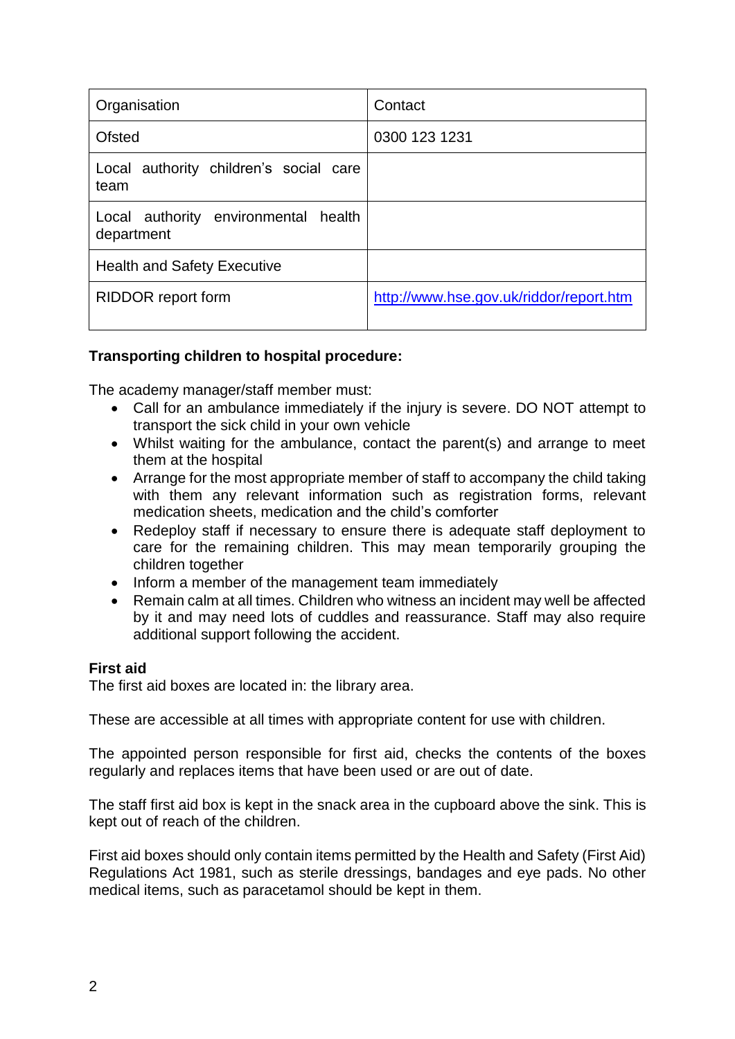| Organisation | Contact |
| --- | --- |
| Ofsted | 0300 123 1231 |
| Local authority children's social care team | |
| Local authority environmental health department | |
| Health and Safety Executive | |
| RIDDOR report form | http://www.hse.gov.uk/riddor/report.htm |

**Transporting children to hospital procedure:**

The academy manager/staff member must:

- Call for an ambulance immediately if the injury is severe. DO NOT attempt to transport the sick child in your own vehicle
- Whilst waiting for the ambulance, contact the parent(s) and arrange to meet them at the hospital
- Arrange for the most appropriate member of staff to accompany the child taking with them any relevant information such as registration forms, relevant medication sheets, medication and the child's comforter
- Redeploy staff if necessary to ensure there is adequate staff deployment to care for the remaining children. This may mean temporarily grouping the children together
- Inform a member of the management team immediately
- Remain calm at all times. Children who witness an incident may well be affected by it and may need lots of cuddles and reassurance. Staff may also require additional support following the accident.

**First aid**

The first aid boxes are located in: the library area.

These are accessible at all times with appropriate content for use with children.

The appointed person responsible for first aid, checks the contents of the boxes regularly and replaces items that have been used or are out of date.

The staff first aid box is kept in the snack area in the cupboard above the sink. This is kept out of reach of the children.

First aid boxes should only contain items permitted by the Health and Safety (First Aid) Regulations Act 1981, such as sterile dressings, bandages and eye pads. No other medical items, such as paracetamol should be kept in them.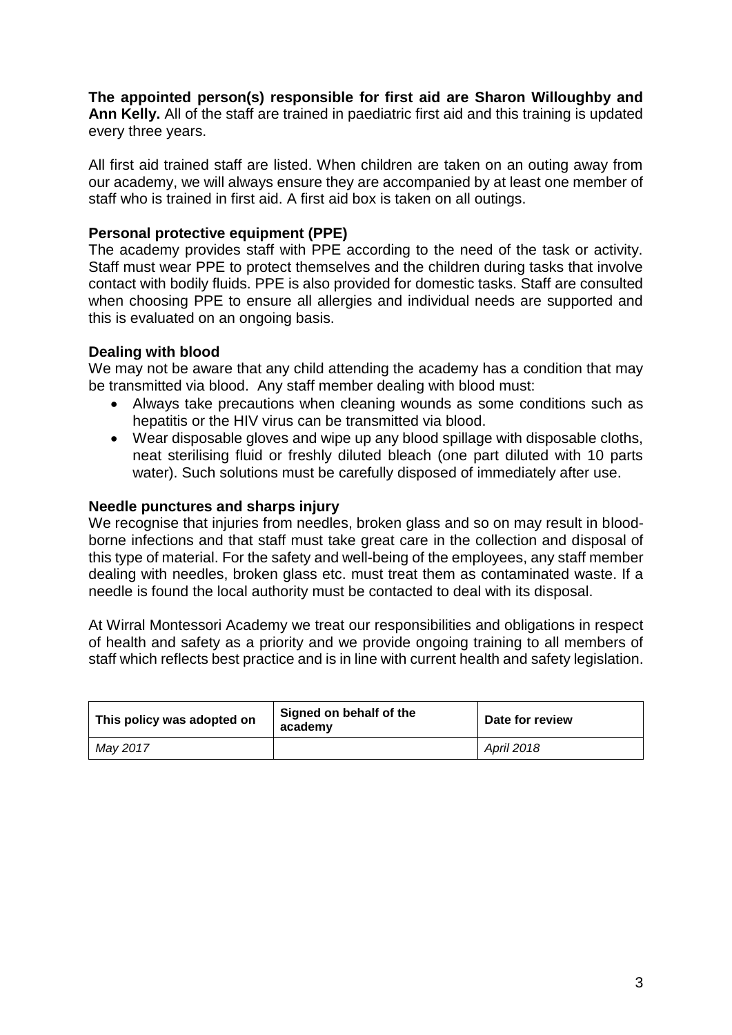**The appointed person(s) responsible for first aid are Sharon Willoughby and Ann Kelly.** All of the staff are trained in paediatric first aid and this training is updated every three years.

All first aid trained staff are listed. When children are taken on an outing away from our academy, we will always ensure they are accompanied by at least one member of staff who is trained in first aid. A first aid box is taken on all outings.

### Personal protective equipment (PPE)

The academy provides staff with PPE according to the need of the task or activity. Staff must wear PPE to protect themselves and the children during tasks that involve contact with bodily fluids. PPE is also provided for domestic tasks. Staff are consulted when choosing PPE to ensure all allergies and individual needs are supported and this is evaluated on an ongoing basis.

### Dealing with blood

We may not be aware that any child attending the academy has a condition that may be transmitted via blood. Any staff member dealing with blood must:

- Always take precautions when cleaning wounds as some conditions such as hepatitis or the HIV virus can be transmitted via blood.
- Wear disposable gloves and wipe up any blood spillage with disposable cloths, neat sterilising fluid or freshly diluted bleach (one part diluted with 10 parts water). Such solutions must be carefully disposed of immediately after use.

### Needle punctures and sharps injury

We recognise that injuries from needles, broken glass and so on may result in blood-borne infections and that staff must take great care in the collection and disposal of this type of material. For the safety and well-being of the employees, any staff member dealing with needles, broken glass etc. must treat them as contaminated waste. If a needle is found the local authority must be contacted to deal with its disposal.

At Wirral Montessori Academy we treat our responsibilities and obligations in respect of health and safety as a priority and we provide ongoing training to all members of staff which reflects best practice and is in line with current health and safety legislation.

| This policy was adopted on | Signed on behalf of the academy | Date for review |
|---|---|---|
| *May 2017* | | *April 2018* |